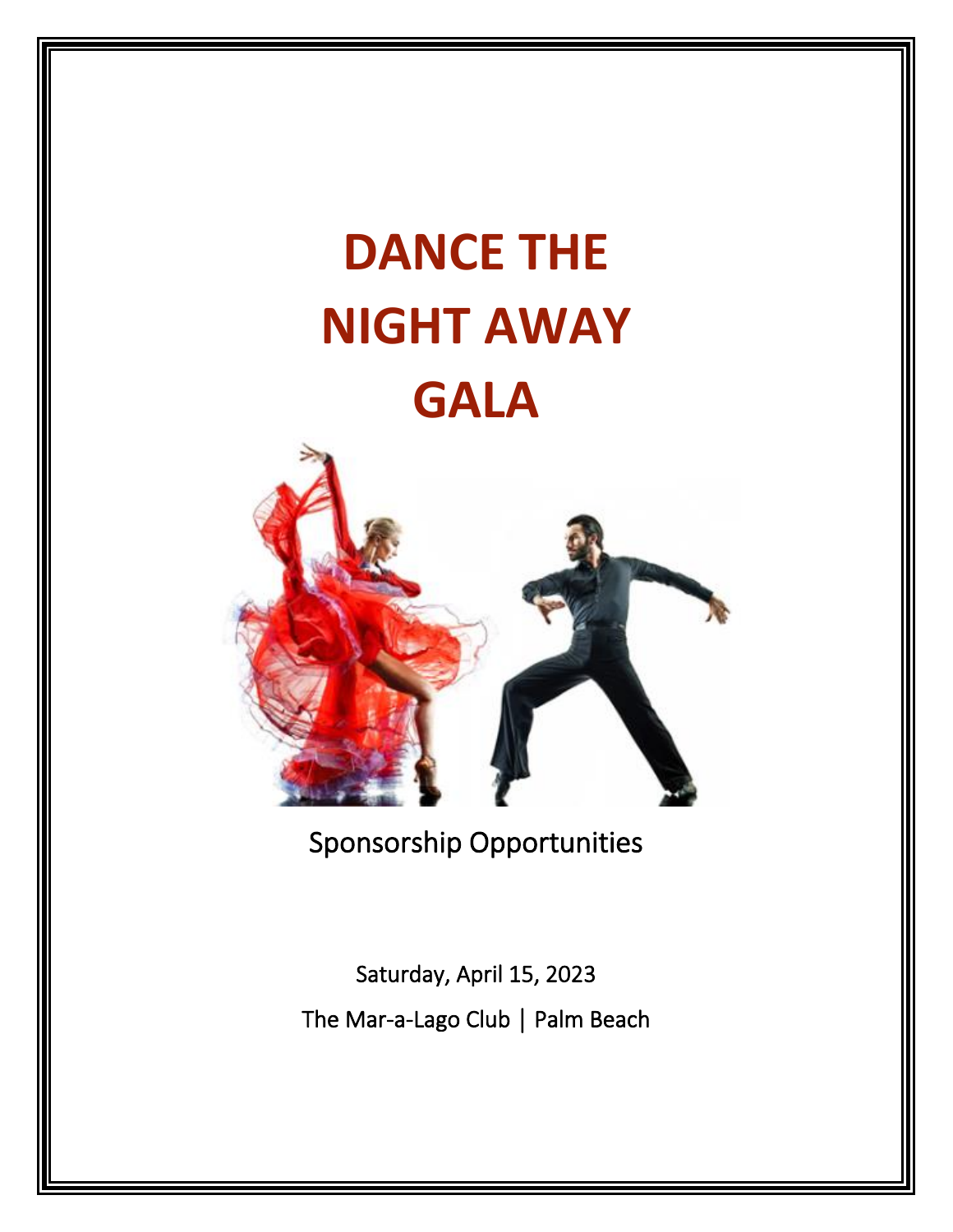# DANCE THE NIGHT AWAY GALA

Sponsorship Opportunities

Saturday, April 15, 2023

The Mar-a-Lago Club | Palm Beach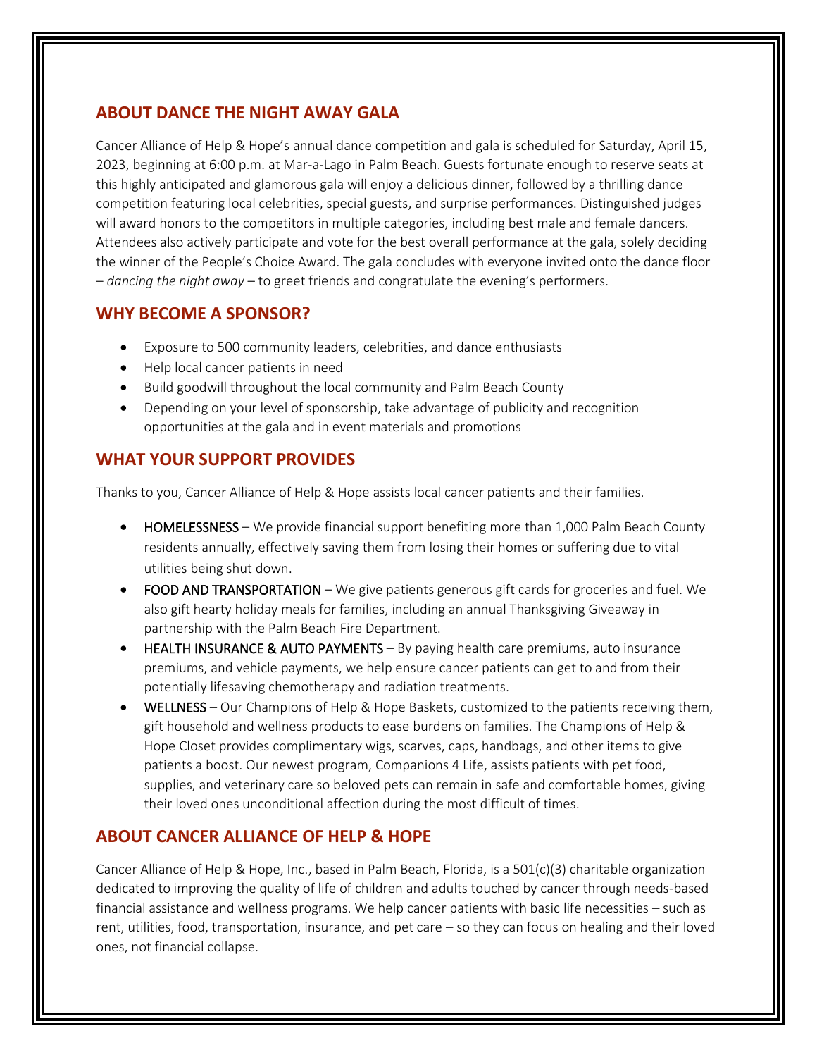## ABOUT DANCE THE NIGHT AWAY GALA

Cancer Alliance of Help & Hope's annual dance competition and gala is scheduled for Saturday, April 15, 2023, beginning at 6:00 p.m. at Mar-a-Lago in Palm Beach. Guests fortunate enough to reserve seats at this highly anticipated and glamorous gala will enjoy a delicious dinner, followed by a thrilling dance competition featuring local celebrities, special guests, and surprise performances. Distinguished judges will award honors to the competitors in multiple categories, including best male and female dancers. Attendees also actively participate and vote for the best overall performance at the gala, solely deciding the winner of the People's Choice Award. The gala concludes with everyone invited onto the dance floor – *dancing the night away* – to greet friends and congratulate the evening's performers.

## WHY BECOME A SPONSOR?

- Exposure to 500 community leaders, celebrities, and dance enthusiasts
- Help local cancer patients in need
- Build goodwill throughout the local community and Palm Beach County
- Depending on your level of sponsorship, take advantage of publicity and recognition opportunities at the gala and in event materials and promotions

## WHAT YOUR SUPPORT PROVIDES

Thanks to you, Cancer Alliance of Help & Hope assists local cancer patients and their families.

- HOMELESSNESS – We provide financial support benefiting more than 1,000 Palm Beach County residents annually, effectively saving them from losing their homes or suffering due to vital utilities being shut down.
- FOOD AND TRANSPORTATION – We give patients generous gift cards for groceries and fuel. We also gift hearty holiday meals for families, including an annual Thanksgiving Giveaway in partnership with the Palm Beach Fire Department.
- HEALTH INSURANCE & AUTO PAYMENTS – By paying health care premiums, auto insurance premiums, and vehicle payments, we help ensure cancer patients can get to and from their potentially lifesaving chemotherapy and radiation treatments.
- WELLNESS – Our Champions of Help & Hope Baskets, customized to the patients receiving them, gift household and wellness products to ease burdens on families. The Champions of Help & Hope Closet provides complimentary wigs, scarves, caps, handbags, and other items to give patients a boost. Our newest program, Companions 4 Life, assists patients with pet food, supplies, and veterinary care so beloved pets can remain in safe and comfortable homes, giving their loved ones unconditional affection during the most difficult of times.

## ABOUT CANCER ALLIANCE OF HELP & HOPE

Cancer Alliance of Help & Hope, Inc., based in Palm Beach, Florida, is a 501(c)(3) charitable organization dedicated to improving the quality of life of children and adults touched by cancer through needs-based financial assistance and wellness programs. We help cancer patients with basic life necessities – such as rent, utilities, food, transportation, insurance, and pet care – so they can focus on healing and their loved ones, not financial collapse.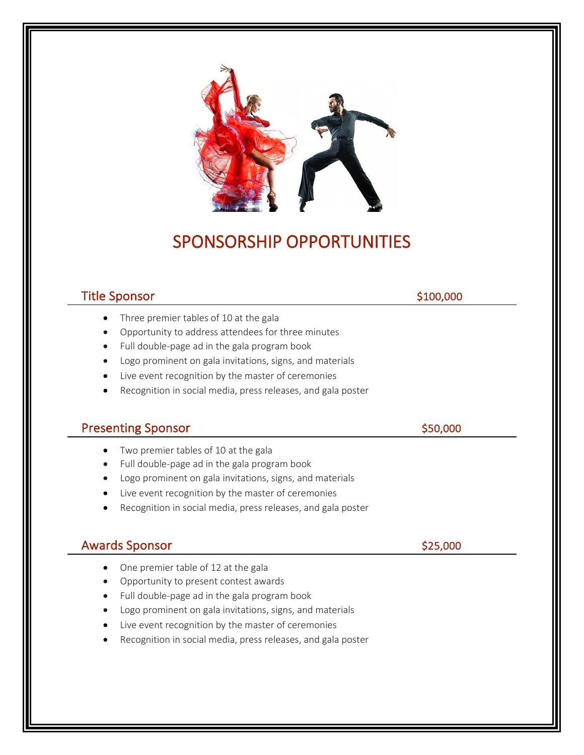# SPONSORSHIP OPPORTUNITIES

## Title Sponsor — $100,000

- Three premier tables of 10 at the gala
- Opportunity to address attendees for three minutes
- Full double-page ad in the gala program book
- Logo prominent on gala invitations, signs, and materials
- Live event recognition by the master of ceremonies
- Recognition in social media, press releases, and gala poster

## Presenting Sponsor — $50,000

- Two premier tables of 10 at the gala
- Full double-page ad in the gala program book
- Logo prominent on gala invitations, signs, and materials
- Live event recognition by the master of ceremonies
- Recognition in social media, press releases, and gala poster

## Awards Sponsor — $25,000

- One premier table of 12 at the gala
- Opportunity to present contest awards
- Full double-page ad in the gala program book
- Logo prominent on gala invitations, signs, and materials
- Live event recognition by the master of ceremonies
- Recognition in social media, press releases, and gala poster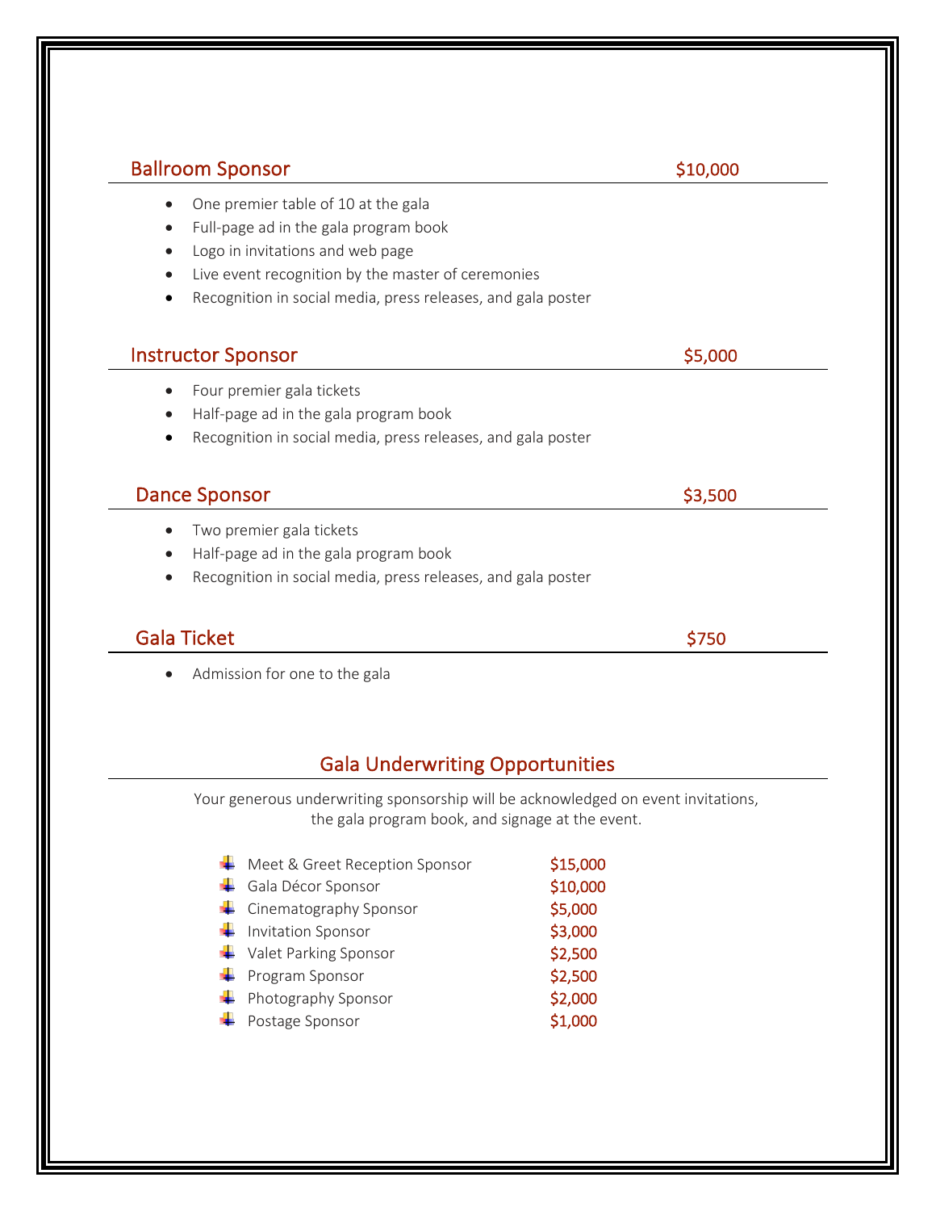## Ballroom Sponsor — $10,000

- One premier table of 10 at the gala
- Full-page ad in the gala program book
- Logo in invitations and web page
- Live event recognition by the master of ceremonies
- Recognition in social media, press releases, and gala poster

## Instructor Sponsor — $5,000

- Four premier gala tickets
- Half-page ad in the gala program book
- Recognition in social media, press releases, and gala poster

## Dance Sponsor — $3,500

- Two premier gala tickets
- Half-page ad in the gala program book
- Recognition in social media, press releases, and gala poster

## Gala Ticket — $750

- Admission for one to the gala

## Gala Underwriting Opportunities

Your generous underwriting sponsorship will be acknowledged on event invitations, the gala program book, and signage at the event.

- Meet & Greet Reception Sponsor — $15,000
- Gala Décor Sponsor — $10,000
- Cinematography Sponsor — $5,000
- Invitation Sponsor — $3,000
- Valet Parking Sponsor — $2,500
- Program Sponsor — $2,500
- Photography Sponsor — $2,000
- Postage Sponsor — $1,000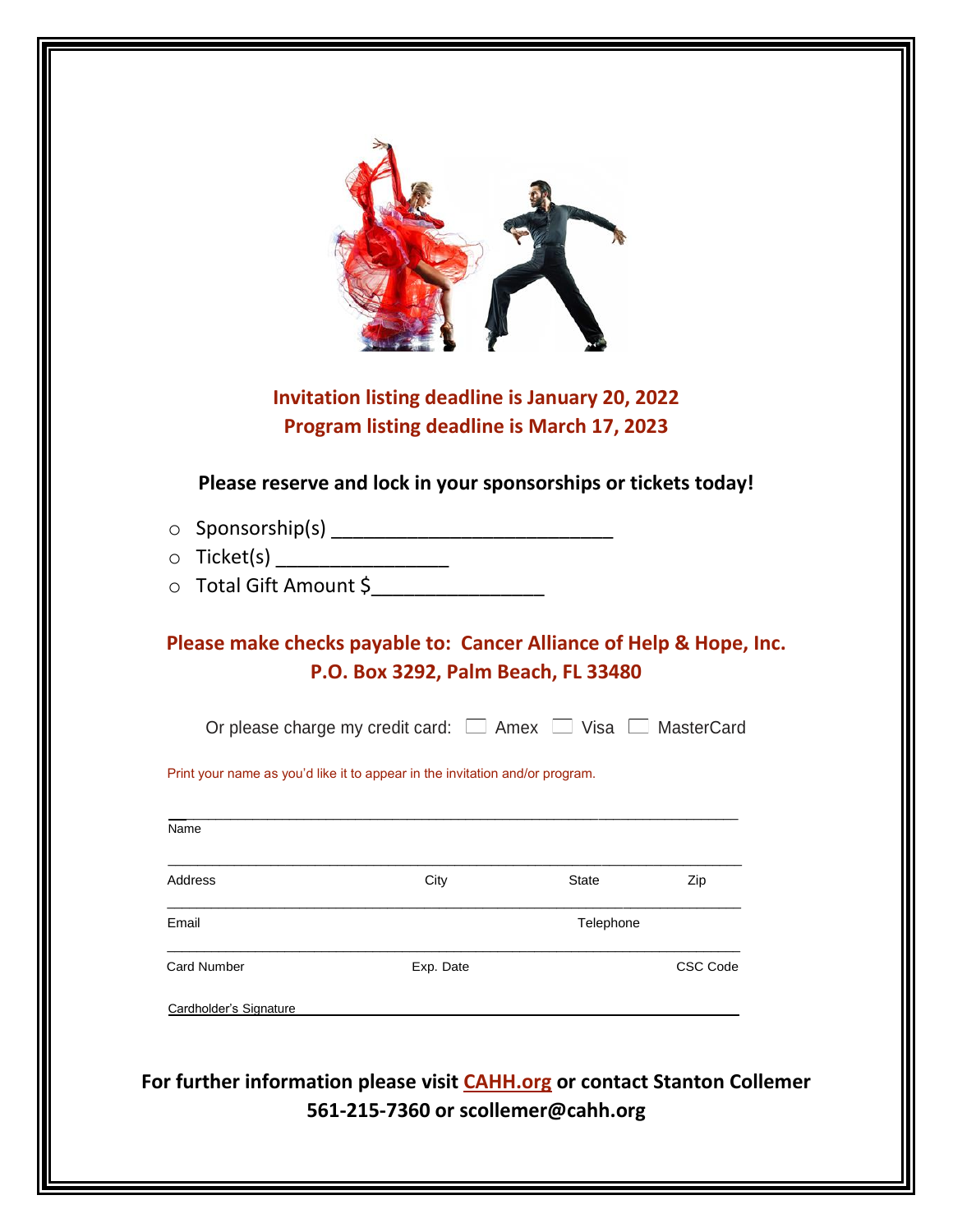**Invitation listing deadline is January 20, 2022**
**Program listing deadline is March 17, 2023**

**Please reserve and lock in your sponsorships or tickets today!**

- Sponsorship(s) ___________________________
- Ticket(s) ________________
- Total Gift Amount $________________

**Please make checks payable to: Cancer Alliance of Help & Hope, Inc.**
**P.O. Box 3292, Palm Beach, FL 33480**

Or please charge my credit card: ☐ Amex ☐ Visa ☐ MasterCard

Print your name as you'd like it to appear in the invitation and/or program.

______________________________________________________________________
Name

______________________________________________________________________
Address City State Zip

______________________________________________________________________
Email Telephone

______________________________________________________________________
Card Number Exp. Date CSC Code

Cardholder's Signature ______________________________________________

**For further information please visit CAHH.org or contact Stanton Collemer 561-215-7360 or scollemer@cahh.org**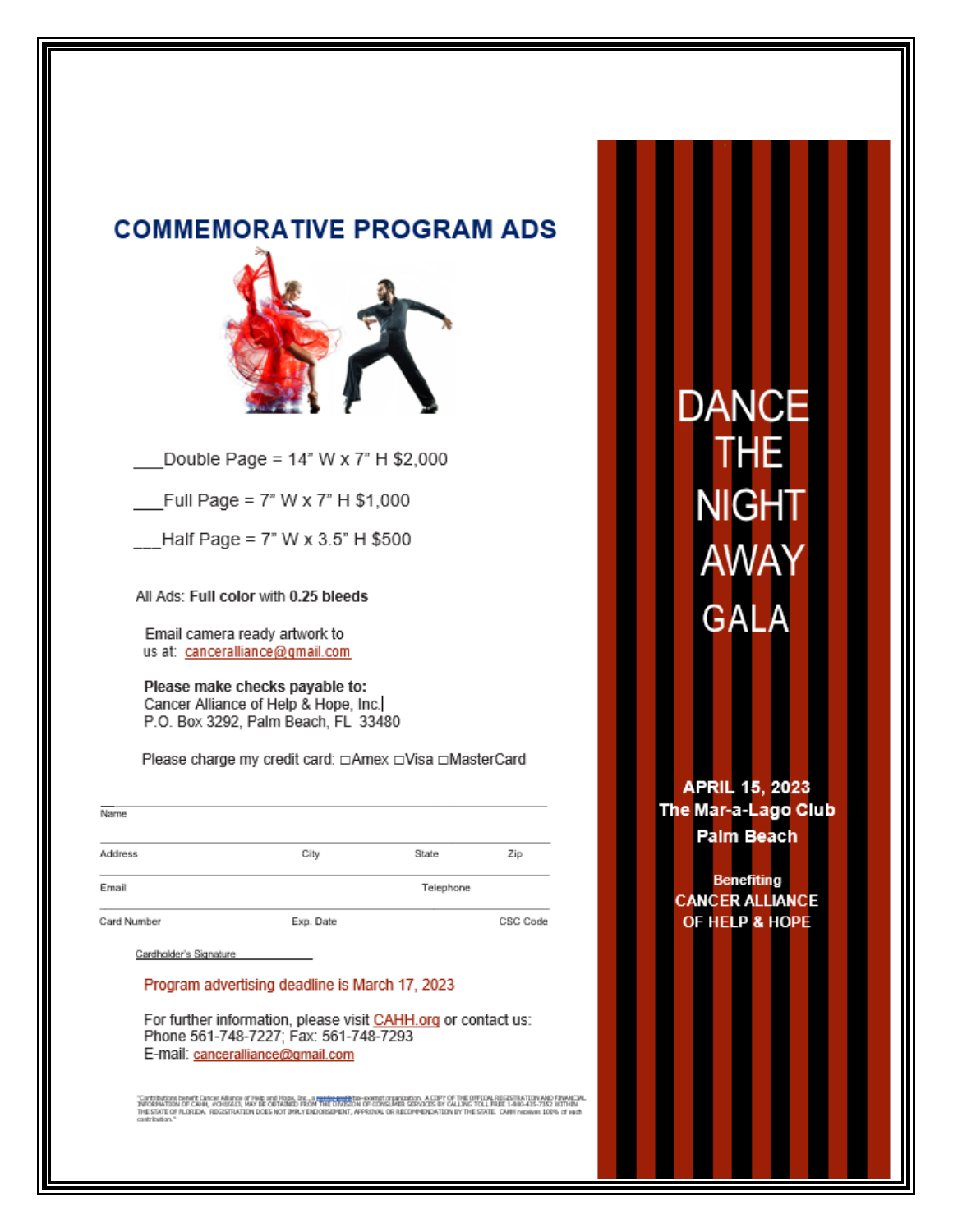# COMMEMORATIVE PROGRAM ADS

___Double Page = 14" W x 7" H $2,000

___Full Page = 7" W x 7" H $1,000

___Half Page = 7" W x 3.5" H $500

All Ads: **Full color** with **0.25 bleeds**

Email camera ready artwork to us at: canceralliance@gmail.com

**Please make checks payable to:**
Cancer Alliance of Help & Hope, Inc.
P.O. Box 3292, Palm Beach, FL 33480

Please charge my credit card: ☐Amex ☐Visa ☐MasterCard

Name

Address City State Zip

Email Telephone

Card Number Exp. Date CSC Code

Cardholder's Signature ____________

Program advertising deadline is March 17, 2023

For further information, please visit CAHH.org or contact us:
Phone 561-748-7227; Fax: 561-748-7293
E-mail: canceralliance@gmail.com

"Contributions benefit Cancer Alliance of Help and Hope, Inc., a public-profit tax-exempt organization. A COPY OF THE OFFICIAL REGISTRATION AND FINANCIAL INFORMATION OF CAHH, #CH36613, MAY BE OBTAINED FROM THE DIVISION OF CONSUMER SERVICES BY CALLING TOLL FREE 1-800-435-7352 WITHIN THE STATE OF FLORIDA. REGISTRATION DOES NOT IMPLY ENDORSEMENT, APPROVAL OR RECOMMENDATION BY THE STATE. CAHH receives 100% of each contribution."

# DANCE THE NIGHT AWAY GALA

**APRIL 15, 2023**
**The Mar-a-Lago Club**
**Palm Beach**

**Benefiting**
**CANCER ALLIANCE OF HELP & HOPE**